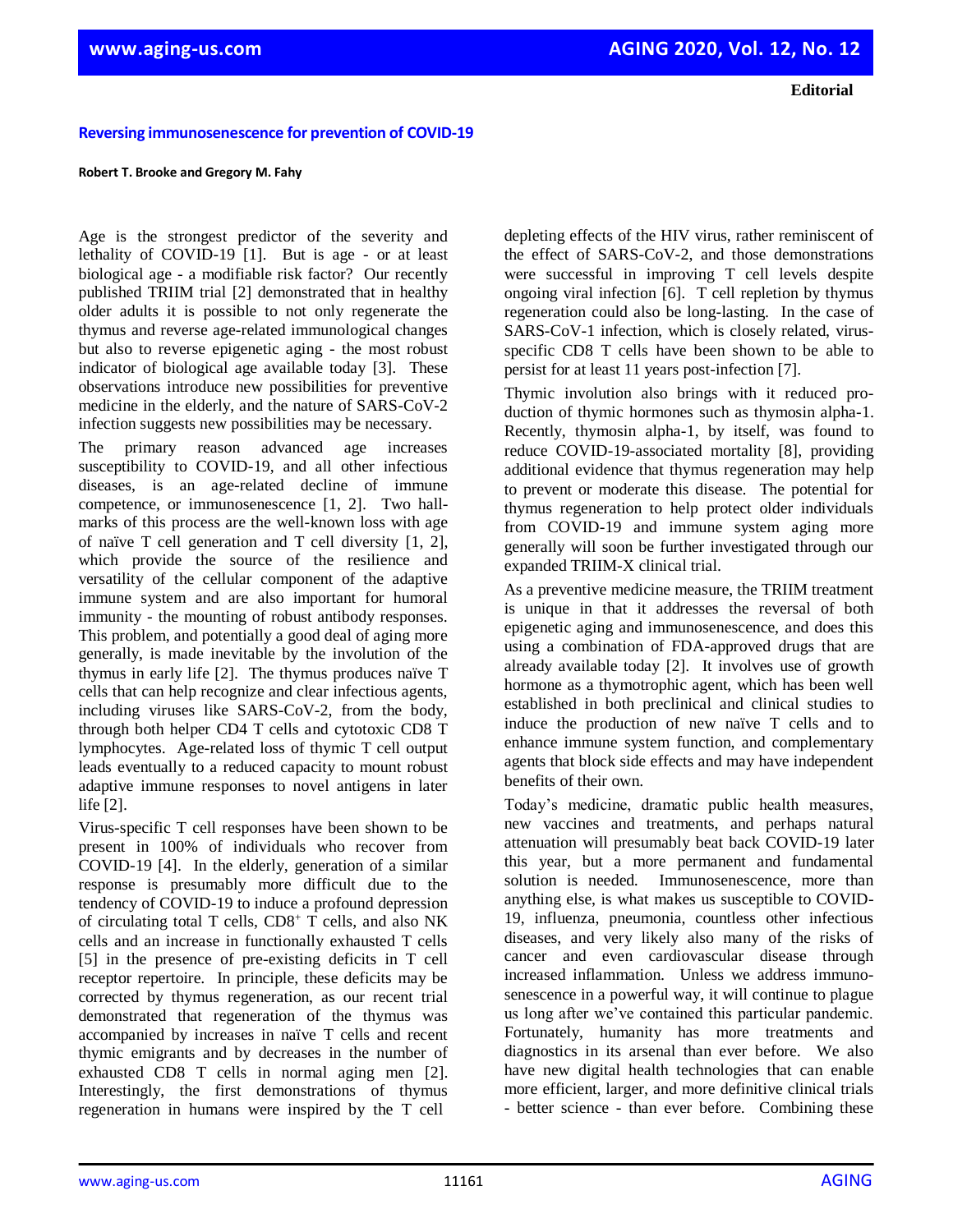**Editorial**

# Reversing immunosenescence for prevention of COVID-19

**Robert T. Brooke and Gregory M. Fahy**

Age is the strongest predictor of the severity and lethality of COVID-19 [1]. But is age - or at least biological age - a modifiable risk factor? Our recently published TRIIM trial [2] demonstrated that in healthy older adults it is possible to not only regenerate the thymus and reverse age-related immunological changes but also to reverse epigenetic aging - the most robust indicator of biological age available today [3]. These observations introduce new possibilities for preventive medicine in the elderly, and the nature of SARS-CoV-2 infection suggests new possibilities may be necessary.

The primary reason advanced age increases susceptibility to COVID-19, and all other infectious diseases, is an age-related decline of immune competence, or immunosenescence [1, 2]. Two hallmarks of this process are the well-known loss with age of naïve T cell generation and T cell diversity [1, 2], which provide the source of the resilience and versatility of the cellular component of the adaptive immune system and are also important for humoral immunity - the mounting of robust antibody responses. This problem, and potentially a good deal of aging more generally, is made inevitable by the involution of the thymus in early life [2]. The thymus produces naïve T cells that can help recognize and clear infectious agents, including viruses like SARS-CoV-2, from the body, through both helper CD4 T cells and cytotoxic CD8 T lymphocytes. Age-related loss of thymic T cell output leads eventually to a reduced capacity to mount robust adaptive immune responses to novel antigens in later life [2].

Virus-specific T cell responses have been shown to be present in 100% of individuals who recover from COVID-19 [4]. In the elderly, generation of a similar response is presumably more difficult due to the tendency of COVID-19 to induce a profound depression of circulating total T cells, $CD8^{+}$ T cells, and also NK cells and an increase in functionally exhausted T cells [5] in the presence of pre-existing deficits in T cell receptor repertoire. In principle, these deficits may be corrected by thymus regeneration, as our recent trial demonstrated that regeneration of the thymus was accompanied by increases in naïve T cells and recent thymic emigrants and by decreases in the number of exhausted CD8 T cells in normal aging men [2]. Interestingly, the first demonstrations of thymus regeneration in humans were inspired by the T cell depleting effects of the HIV virus, rather reminiscent of the effect of SARS-CoV-2, and those demonstrations were successful in improving T cell levels despite ongoing viral infection [6]. T cell repletion by thymus regeneration could also be long-lasting. In the case of SARS-CoV-1 infection, which is closely related, virus-specific CD8 T cells have been shown to be able to persist for at least 11 years post-infection [7].

Thymic involution also brings with it reduced production of thymic hormones such as thymosin alpha-1. Recently, thymosin alpha-1, by itself, was found to reduce COVID-19-associated mortality [8], providing additional evidence that thymus regeneration may help to prevent or moderate this disease. The potential for thymus regeneration to help protect older individuals from COVID-19 and immune system aging more generally will soon be further investigated through our expanded TRIIM-X clinical trial.

As a preventive medicine measure, the TRIIM treatment is unique in that it addresses the reversal of both epigenetic aging and immunosenescence, and does this using a combination of FDA-approved drugs that are already available today [2]. It involves use of growth hormone as a thymotrophic agent, which has been well established in both preclinical and clinical studies to induce the production of new naïve T cells and to enhance immune system function, and complementary agents that block side effects and may have independent benefits of their own.

Today's medicine, dramatic public health measures, new vaccines and treatments, and perhaps natural attenuation will presumably beat back COVID-19 later this year, but a more permanent and fundamental solution is needed. Immunosenescence, more than anything else, is what makes us susceptible to COVID-19, influenza, pneumonia, countless other infectious diseases, and very likely also many of the risks of cancer and even cardiovascular disease through increased inflammation. Unless we address immunosenescence in a powerful way, it will continue to plague us long after we've contained this particular pandemic. Fortunately, humanity has more treatments and diagnostics in its arsenal than ever before. We also have new digital health technologies that can enable more efficient, larger, and more definitive clinical trials - better science - than ever before. Combining these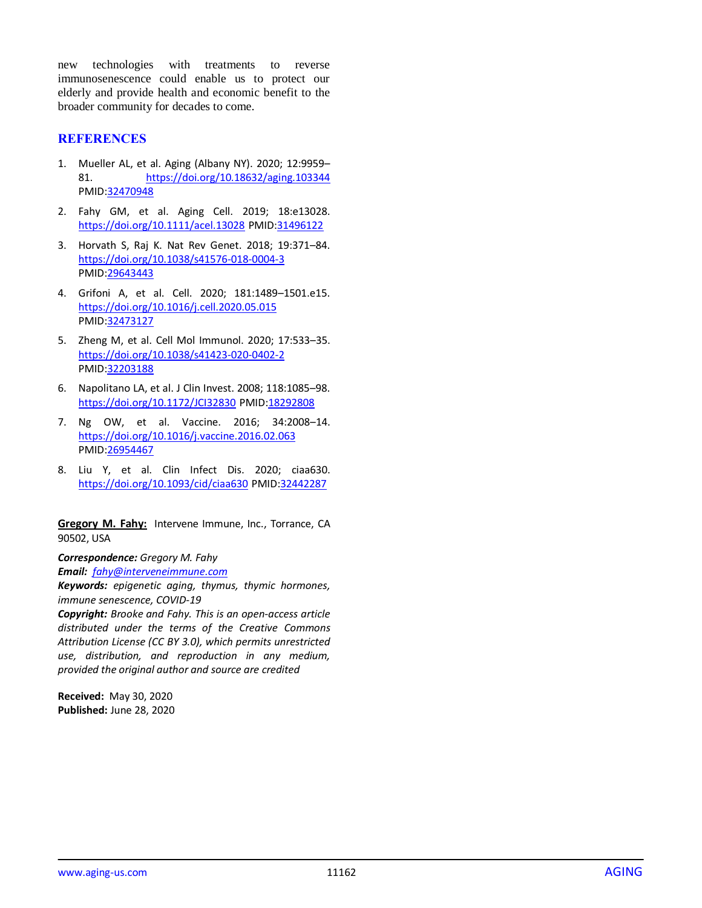new technologies with treatments to reverse immunosenescence could enable us to protect our elderly and provide health and economic benefit to the broader community for decades to come.

## REFERENCES

1. Mueller AL, et al. Aging (Albany NY). 2020; 12:9959–81. https://doi.org/10.18632/aging.103344 PMID:32470948

2. Fahy GM, et al. Aging Cell. 2019; 18:e13028. https://doi.org/10.1111/acel.13028 PMID:31496122

3. Horvath S, Raj K. Nat Rev Genet. 2018; 19:371–84. https://doi.org/10.1038/s41576-018-0004-3 PMID:29643443

4. Grifoni A, et al. Cell. 2020; 181:1489–1501.e15. https://doi.org/10.1016/j.cell.2020.05.015 PMID:32473127

5. Zheng M, et al. Cell Mol Immunol. 2020; 17:533–35. https://doi.org/10.1038/s41423-020-0402-2 PMID:32203188

6. Napolitano LA, et al. J Clin Invest. 2008; 118:1085–98. https://doi.org/10.1172/JCI32830 PMID:18292808

7. Ng OW, et al. Vaccine. 2016; 34:2008–14. https://doi.org/10.1016/j.vaccine.2016.02.063 PMID:26954467

8. Liu Y, et al. Clin Infect Dis. 2020; ciaa630. https://doi.org/10.1093/cid/ciaa630 PMID:32442287

**Gregory M. Fahy:** Intervene Immune, Inc., Torrance, CA 90502, USA

***Correspondence:*** *Gregory M. Fahy*
***Email:*** *fahy@interveneimmune.com*
***Keywords:*** *epigenetic aging, thymus, thymic hormones, immune senescence, COVID-19*
***Copyright:*** *Brooke and Fahy. This is an open-access article distributed under the terms of the Creative Commons Attribution License (CC BY 3.0), which permits unrestricted use, distribution, and reproduction in any medium, provided the original author and source are credited*

**Received:** May 30, 2020
**Published:** June 28, 2020